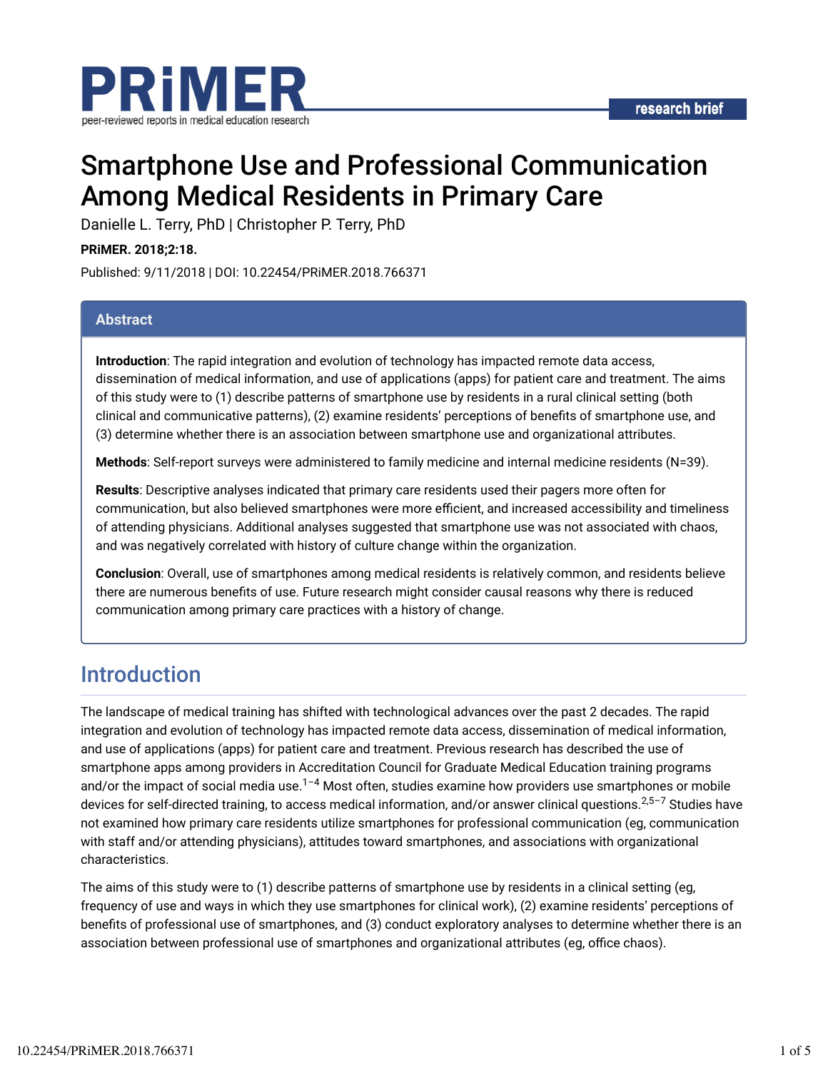PRiMER
peer-reviewed reports in medical education research

research brief

# Smartphone Use and Professional Communication Among Medical Residents in Primary Care

Danielle L. Terry, PhD | Christopher P. Terry, PhD

**PRiMER. 2018;2:18.**

Published: 9/11/2018 | DOI: 10.22454/PRiMER.2018.766371

## Abstract

**Introduction**: The rapid integration and evolution of technology has impacted remote data access, dissemination of medical information, and use of applications (apps) for patient care and treatment. The aims of this study were to (1) describe patterns of smartphone use by residents in a rural clinical setting (both clinical and communicative patterns), (2) examine residents' perceptions of benefits of smartphone use, and (3) determine whether there is an association between smartphone use and organizational attributes.

**Methods**: Self-report surveys were administered to family medicine and internal medicine residents (N=39).

**Results**: Descriptive analyses indicated that primary care residents used their pagers more often for communication, but also believed smartphones were more efficient, and increased accessibility and timeliness of attending physicians. Additional analyses suggested that smartphone use was not associated with chaos, and was negatively correlated with history of culture change within the organization.

**Conclusion**: Overall, use of smartphones among medical residents is relatively common, and residents believe there are numerous benefits of use. Future research might consider causal reasons why there is reduced communication among primary care practices with a history of change.

## Introduction

The landscape of medical training has shifted with technological advances over the past 2 decades. The rapid integration and evolution of technology has impacted remote data access, dissemination of medical information, and use of applications (apps) for patient care and treatment. Previous research has described the use of smartphone apps among providers in Accreditation Council for Graduate Medical Education training programs and/or the impact of social media use.[1–4] Most often, studies examine how providers use smartphones or mobile devices for self-directed training, to access medical information, and/or answer clinical questions.[2,5–7] Studies have not examined how primary care residents utilize smartphones for professional communication (eg, communication with staff and/or attending physicians), attitudes toward smartphones, and associations with organizational characteristics.

The aims of this study were to (1) describe patterns of smartphone use by residents in a clinical setting (eg, frequency of use and ways in which they use smartphones for clinical work), (2) examine residents' perceptions of benefits of professional use of smartphones, and (3) conduct exploratory analyses to determine whether there is an association between professional use of smartphones and organizational attributes (eg, office chaos).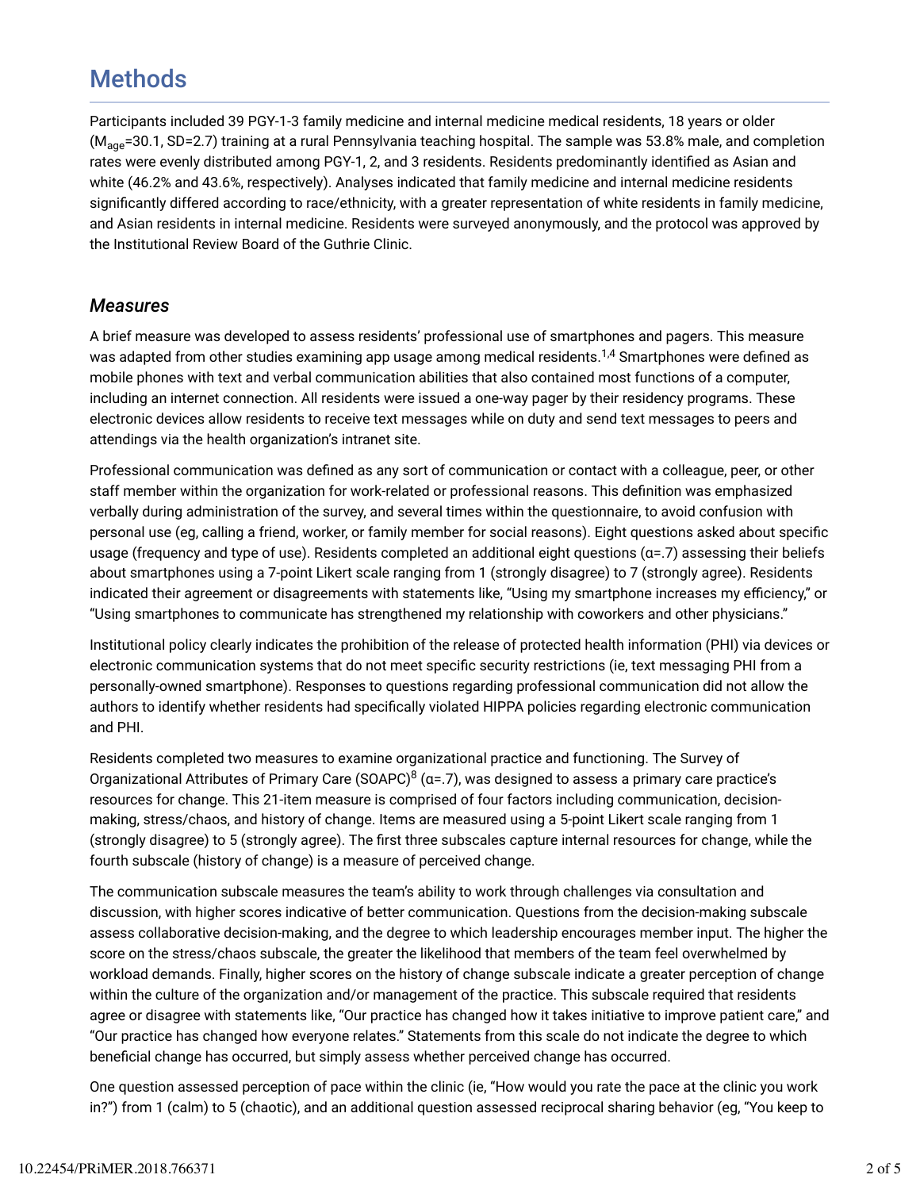## Methods

Participants included 39 PGY-1-3 family medicine and internal medicine medical residents, 18 years or older ($M_{age}$=30.1, SD=2.7) training at a rural Pennsylvania teaching hospital. The sample was 53.8% male, and completion rates were evenly distributed among PGY-1, 2, and 3 residents. Residents predominantly identified as Asian and white (46.2% and 43.6%, respectively). Analyses indicated that family medicine and internal medicine residents significantly differed according to race/ethnicity, with a greater representation of white residents in family medicine, and Asian residents in internal medicine. Residents were surveyed anonymously, and the protocol was approved by the Institutional Review Board of the Guthrie Clinic.

### *Measures*

A brief measure was developed to assess residents' professional use of smartphones and pagers. This measure was adapted from other studies examining app usage among medical residents.[1,4] Smartphones were defined as mobile phones with text and verbal communication abilities that also contained most functions of a computer, including an internet connection. All residents were issued a one-way pager by their residency programs. These electronic devices allow residents to receive text messages while on duty and send text messages to peers and attendings via the health organization's intranet site.

Professional communication was defined as any sort of communication or contact with a colleague, peer, or other staff member within the organization for work-related or professional reasons. This definition was emphasized verbally during administration of the survey, and several times within the questionnaire, to avoid confusion with personal use (eg, calling a friend, worker, or family member for social reasons). Eight questions asked about specific usage (frequency and type of use). Residents completed an additional eight questions (α=.7) assessing their beliefs about smartphones using a 7-point Likert scale ranging from 1 (strongly disagree) to 7 (strongly agree). Residents indicated their agreement or disagreements with statements like, "Using my smartphone increases my efficiency," or "Using smartphones to communicate has strengthened my relationship with coworkers and other physicians."

Institutional policy clearly indicates the prohibition of the release of protected health information (PHI) via devices or electronic communication systems that do not meet specific security restrictions (ie, text messaging PHI from a personally-owned smartphone). Responses to questions regarding professional communication did not allow the authors to identify whether residents had specifically violated HIPPA policies regarding electronic communication and PHI.

Residents completed two measures to examine organizational practice and functioning. The Survey of Organizational Attributes of Primary Care (SOAPC)[8] (α=.7), was designed to assess a primary care practice's resources for change. This 21-item measure is comprised of four factors including communication, decision-making, stress/chaos, and history of change. Items are measured using a 5-point Likert scale ranging from 1 (strongly disagree) to 5 (strongly agree). The first three subscales capture internal resources for change, while the fourth subscale (history of change) is a measure of perceived change.

The communication subscale measures the team's ability to work through challenges via consultation and discussion, with higher scores indicative of better communication. Questions from the decision-making subscale assess collaborative decision-making, and the degree to which leadership encourages member input. The higher the score on the stress/chaos subscale, the greater the likelihood that members of the team feel overwhelmed by workload demands. Finally, higher scores on the history of change subscale indicate a greater perception of change within the culture of the organization and/or management of the practice. This subscale required that residents agree or disagree with statements like, "Our practice has changed how it takes initiative to improve patient care," and "Our practice has changed how everyone relates." Statements from this scale do not indicate the degree to which beneficial change has occurred, but simply assess whether perceived change has occurred.

One question assessed perception of pace within the clinic (ie, "How would you rate the pace at the clinic you work in?") from 1 (calm) to 5 (chaotic), and an additional question assessed reciprocal sharing behavior (eg, "You keep to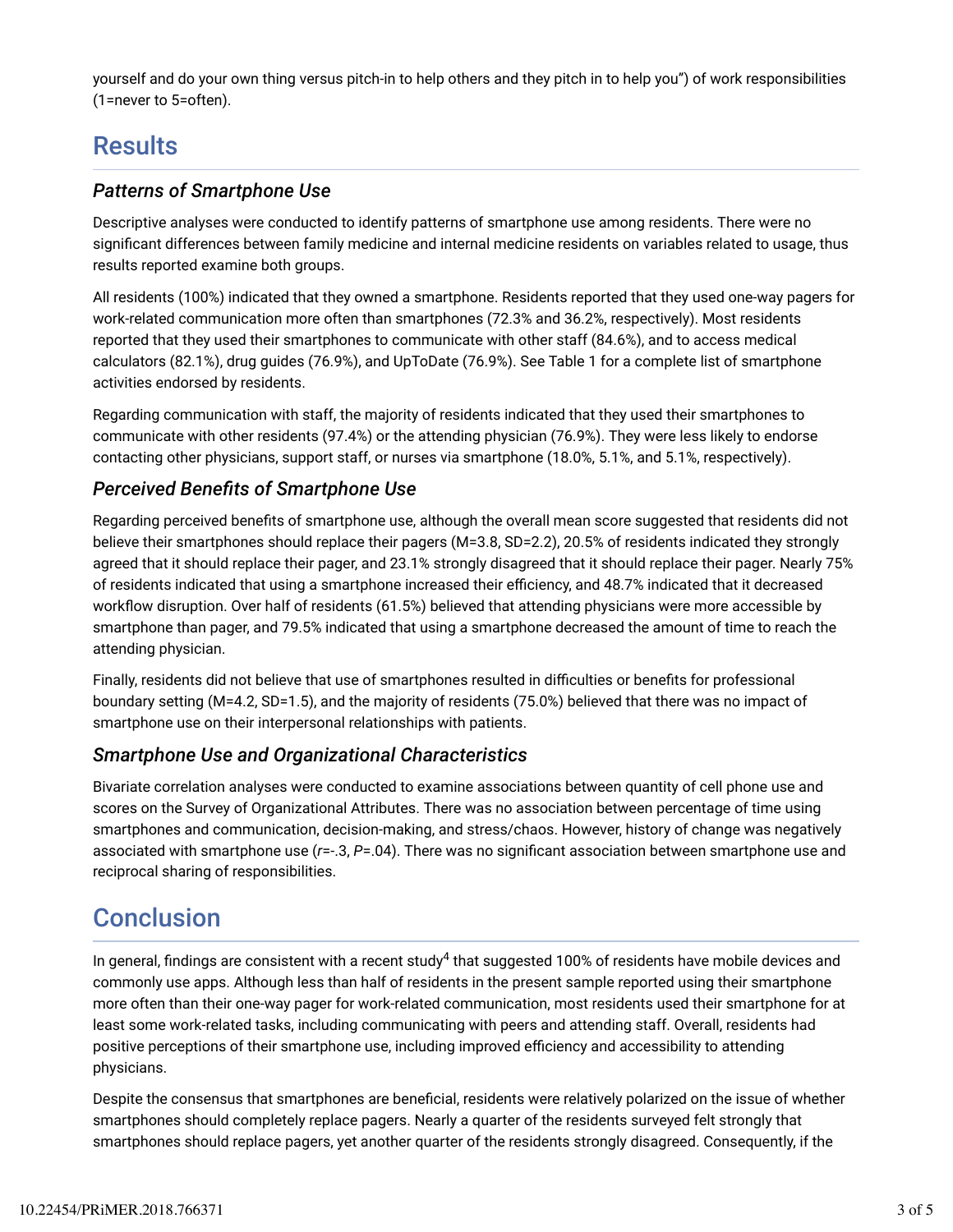yourself and do your own thing versus pitch-in to help others and they pitch in to help you") of work responsibilities (1=never to 5=often).

# Results

## Patterns of Smartphone Use

Descriptive analyses were conducted to identify patterns of smartphone use among residents. There were no significant differences between family medicine and internal medicine residents on variables related to usage, thus results reported examine both groups.

All residents (100%) indicated that they owned a smartphone. Residents reported that they used one-way pagers for work-related communication more often than smartphones (72.3% and 36.2%, respectively). Most residents reported that they used their smartphones to communicate with other staff (84.6%), and to access medical calculators (82.1%), drug guides (76.9%), and UpToDate (76.9%). See Table 1 for a complete list of smartphone activities endorsed by residents.

Regarding communication with staff, the majority of residents indicated that they used their smartphones to communicate with other residents (97.4%) or the attending physician (76.9%). They were less likely to endorse contacting other physicians, support staff, or nurses via smartphone (18.0%, 5.1%, and 5.1%, respectively).

## Perceived Benefits of Smartphone Use

Regarding perceived benefits of smartphone use, although the overall mean score suggested that residents did not believe their smartphones should replace their pagers (M=3.8, SD=2.2), 20.5% of residents indicated they strongly agreed that it should replace their pager, and 23.1% strongly disagreed that it should replace their pager. Nearly 75% of residents indicated that using a smartphone increased their efficiency, and 48.7% indicated that it decreased workflow disruption. Over half of residents (61.5%) believed that attending physicians were more accessible by smartphone than pager, and 79.5% indicated that using a smartphone decreased the amount of time to reach the attending physician.

Finally, residents did not believe that use of smartphones resulted in difficulties or benefits for professional boundary setting (M=4.2, SD=1.5), and the majority of residents (75.0%) believed that there was no impact of smartphone use on their interpersonal relationships with patients.

## Smartphone Use and Organizational Characteristics

Bivariate correlation analyses were conducted to examine associations between quantity of cell phone use and scores on the Survey of Organizational Attributes. There was no association between percentage of time using smartphones and communication, decision-making, and stress/chaos. However, history of change was negatively associated with smartphone use ($r$=-.3, $P$=.04). There was no significant association between smartphone use and reciprocal sharing of responsibilities.

# Conclusion

In general, findings are consistent with a recent study[4] that suggested 100% of residents have mobile devices and commonly use apps. Although less than half of residents in the present sample reported using their smartphone more often than their one-way pager for work-related communication, most residents used their smartphone for at least some work-related tasks, including communicating with peers and attending staff. Overall, residents had positive perceptions of their smartphone use, including improved efficiency and accessibility to attending physicians.

Despite the consensus that smartphones are beneficial, residents were relatively polarized on the issue of whether smartphones should completely replace pagers. Nearly a quarter of the residents surveyed felt strongly that smartphones should replace pagers, yet another quarter of the residents strongly disagreed. Consequently, if the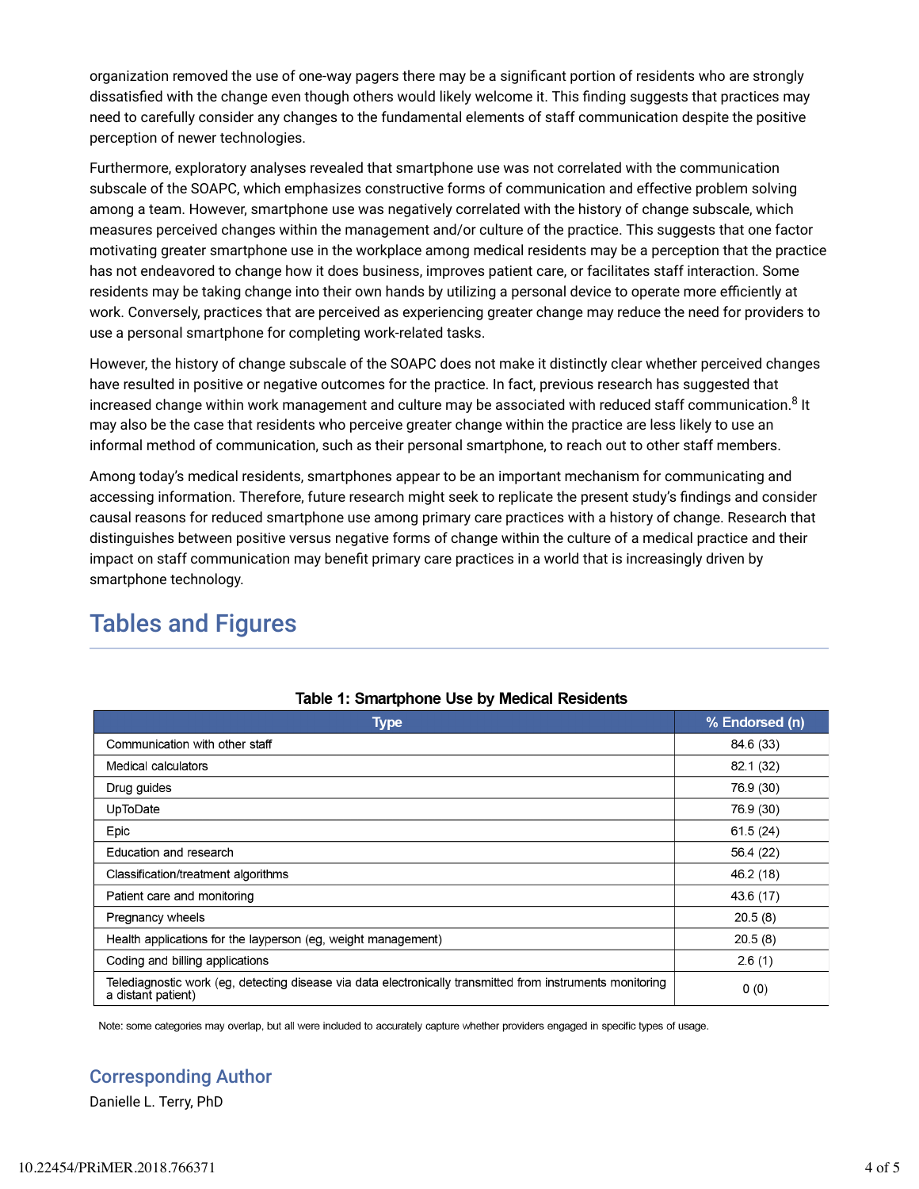organization removed the use of one-way pagers there may be a significant portion of residents who are strongly dissatisfied with the change even though others would likely welcome it. This finding suggests that practices may need to carefully consider any changes to the fundamental elements of staff communication despite the positive perception of newer technologies.

Furthermore, exploratory analyses revealed that smartphone use was not correlated with the communication subscale of the SOAPC, which emphasizes constructive forms of communication and effective problem solving among a team. However, smartphone use was negatively correlated with the history of change subscale, which measures perceived changes within the management and/or culture of the practice. This suggests that one factor motivating greater smartphone use in the workplace among medical residents may be a perception that the practice has not endeavored to change how it does business, improves patient care, or facilitates staff interaction. Some residents may be taking change into their own hands by utilizing a personal device to operate more efficiently at work. Conversely, practices that are perceived as experiencing greater change may reduce the need for providers to use a personal smartphone for completing work-related tasks.

However, the history of change subscale of the SOAPC does not make it distinctly clear whether perceived changes have resulted in positive or negative outcomes for the practice. In fact, previous research has suggested that increased change within work management and culture may be associated with reduced staff communication.[8] It may also be the case that residents who perceive greater change within the practice are less likely to use an informal method of communication, such as their personal smartphone, to reach out to other staff members.

Among today's medical residents, smartphones appear to be an important mechanism for communicating and accessing information. Therefore, future research might seek to replicate the present study's findings and consider causal reasons for reduced smartphone use among primary care practices with a history of change. Research that distinguishes between positive versus negative forms of change within the culture of a medical practice and their impact on staff communication may benefit primary care practices in a world that is increasingly driven by smartphone technology.

## Tables and Figures

**Table 1: Smartphone Use by Medical Residents**

| Type | % Endorsed (n) |
|---|---|
| Communication with other staff | 84.6 (33) |
| Medical calculators | 82.1 (32) |
| Drug guides | 76.9 (30) |
| UpToDate | 76.9 (30) |
| Epic | 61.5 (24) |
| Education and research | 56.4 (22) |
| Classification/treatment algorithms | 46.2 (18) |
| Patient care and monitoring | 43.6 (17) |
| Pregnancy wheels | 20.5 (8) |
| Health applications for the layperson (eg, weight management) | 20.5 (8) |
| Coding and billing applications | 2.6 (1) |
| Telediagnostic work (eg, detecting disease via data electronically transmitted from instruments monitoring a distant patient) | 0 (0) |

Note: some categories may overlap, but all were included to accurately capture whether providers engaged in specific types of usage.

## Corresponding Author

Danielle L. Terry, PhD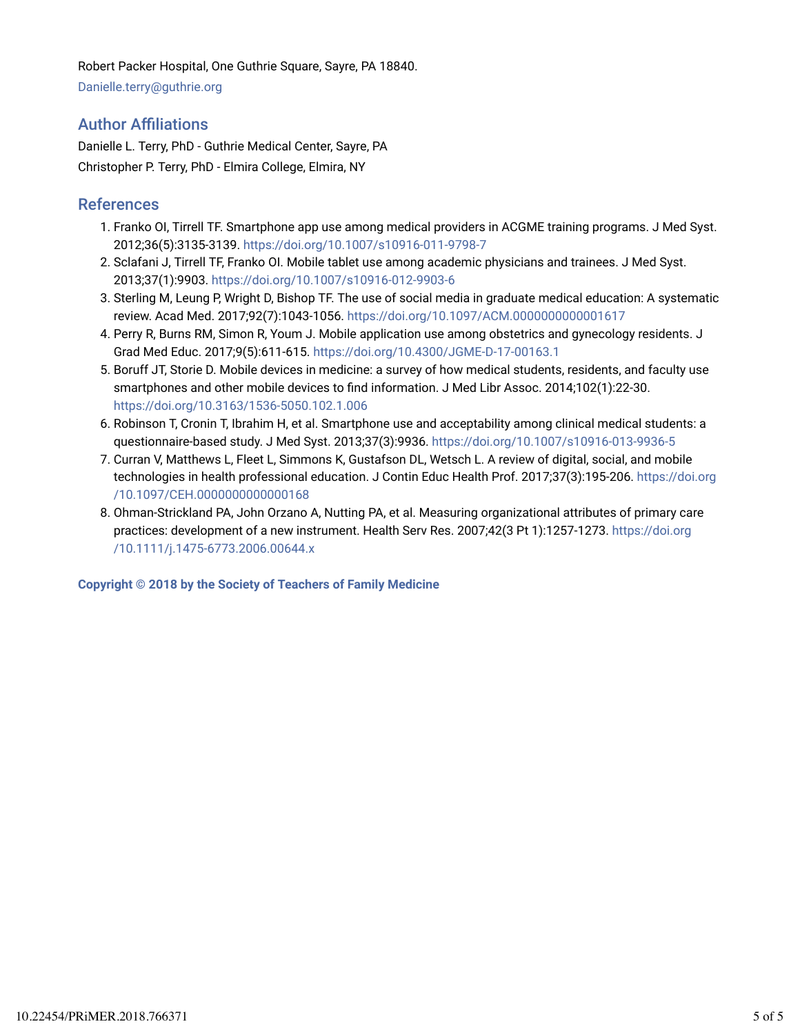Robert Packer Hospital, One Guthrie Square, Sayre, PA 18840.

Danielle.terry@guthrie.org

## Author Affiliations

Danielle L. Terry, PhD - Guthrie Medical Center, Sayre, PA

Christopher P. Terry, PhD - Elmira College, Elmira, NY

## References

1. Franko OI, Tirrell TF. Smartphone app use among medical providers in ACGME training programs. J Med Syst. 2012;36(5):3135-3139. https://doi.org/10.1007/s10916-011-9798-7
2. Sclafani J, Tirrell TF, Franko OI. Mobile tablet use among academic physicians and trainees. J Med Syst. 2013;37(1):9903. https://doi.org/10.1007/s10916-012-9903-6
3. Sterling M, Leung P, Wright D, Bishop TF. The use of social media in graduate medical education: A systematic review. Acad Med. 2017;92(7):1043-1056. https://doi.org/10.1097/ACM.0000000000001617
4. Perry R, Burns RM, Simon R, Youm J. Mobile application use among obstetrics and gynecology residents. J Grad Med Educ. 2017;9(5):611-615. https://doi.org/10.4300/JGME-D-17-00163.1
5. Boruff JT, Storie D. Mobile devices in medicine: a survey of how medical students, residents, and faculty use smartphones and other mobile devices to find information. J Med Libr Assoc. 2014;102(1):22-30. https://doi.org/10.3163/1536-5050.102.1.006
6. Robinson T, Cronin T, Ibrahim H, et al. Smartphone use and acceptability among clinical medical students: a questionnaire-based study. J Med Syst. 2013;37(3):9936. https://doi.org/10.1007/s10916-013-9936-5
7. Curran V, Matthews L, Fleet L, Simmons K, Gustafson DL, Wetsch L. A review of digital, social, and mobile technologies in health professional education. J Contin Educ Health Prof. 2017;37(3):195-206. https://doi.org/10.1097/CEH.0000000000000168
8. Ohman-Strickland PA, John Orzano A, Nutting PA, et al. Measuring organizational attributes of primary care practices: development of a new instrument. Health Serv Res. 2007;42(3 Pt 1):1257-1273. https://doi.org/10.1111/j.1475-6773.2006.00644.x

**Copyright © 2018 by the Society of Teachers of Family Medicine**